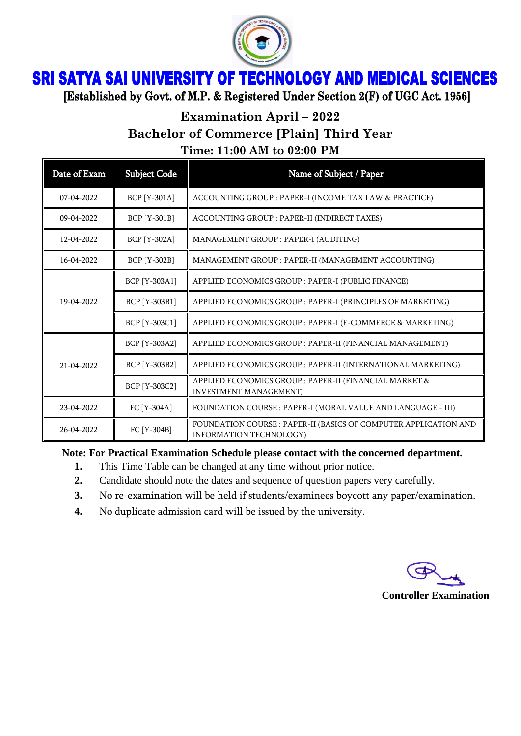# SRI SATYA SAI UNIVERSITY OF TECHNOLOGY AND MEDICAL SCIENCES

**[Established by Govt. of M.P. & Registered Under Section 2(F) of UGC Act. 1956]**

## Examination April – 2022

## Bachelor of Commerce [Plain] Third Year

### Time: 11:00 AM to 02:00 PM

| Date of Exam | Subject Code | Name of Subject / Paper |
|---|---|---|
| 07-04-2022 | BCP [Y-301A] | ACCOUNTING GROUP : PAPER-I (INCOME TAX LAW & PRACTICE) |
| 09-04-2022 | BCP [Y-301B] | ACCOUNTING GROUP : PAPER-II (INDIRECT TAXES) |
| 12-04-2022 | BCP [Y-302A] | MANAGEMENT GROUP : PAPER-I (AUDITING) |
| 16-04-2022 | BCP [Y-302B] | MANAGEMENT GROUP : PAPER-II (MANAGEMENT ACCOUNTING) |
| 19-04-2022 | BCP [Y-303A1] | APPLIED ECONOMICS GROUP : PAPER-I (PUBLIC FINANCE) |
| | BCP [Y-303B1] | APPLIED ECONOMICS GROUP : PAPER-I (PRINCIPLES OF MARKETING) |
| | BCP [Y-303C1] | APPLIED ECONOMICS GROUP : PAPER-I (E-COMMERCE & MARKETING) |
| 21-04-2022 | BCP [Y-303A2] | APPLIED ECONOMICS GROUP : PAPER-II (FINANCIAL MANAGEMENT) |
| | BCP [Y-303B2] | APPLIED ECONOMICS GROUP : PAPER-II (INTERNATIONAL MARKETING) |
| | BCP [Y-303C2] | APPLIED ECONOMICS GROUP : PAPER-II (FINANCIAL MARKET & INVESTMENT MANAGEMENT) |
| 23-04-2022 | FC [Y-304A] | FOUNDATION COURSE : PAPER-I (MORAL VALUE AND LANGUAGE - III) |
| 26-04-2022 | FC [Y-304B] | FOUNDATION COURSE : PAPER-II (BASICS OF COMPUTER APPLICATION AND INFORMATION TECHNOLOGY) |

**Note: For Practical Examination Schedule please contact with the concerned department.**

1. This Time Table can be changed at any time without prior notice.
2. Candidate should note the dates and sequence of question papers very carefully.
3. No re-examination will be held if students/examinees boycott any paper/examination.
4. No duplicate admission card will be issued by the university.

**Controller Examination**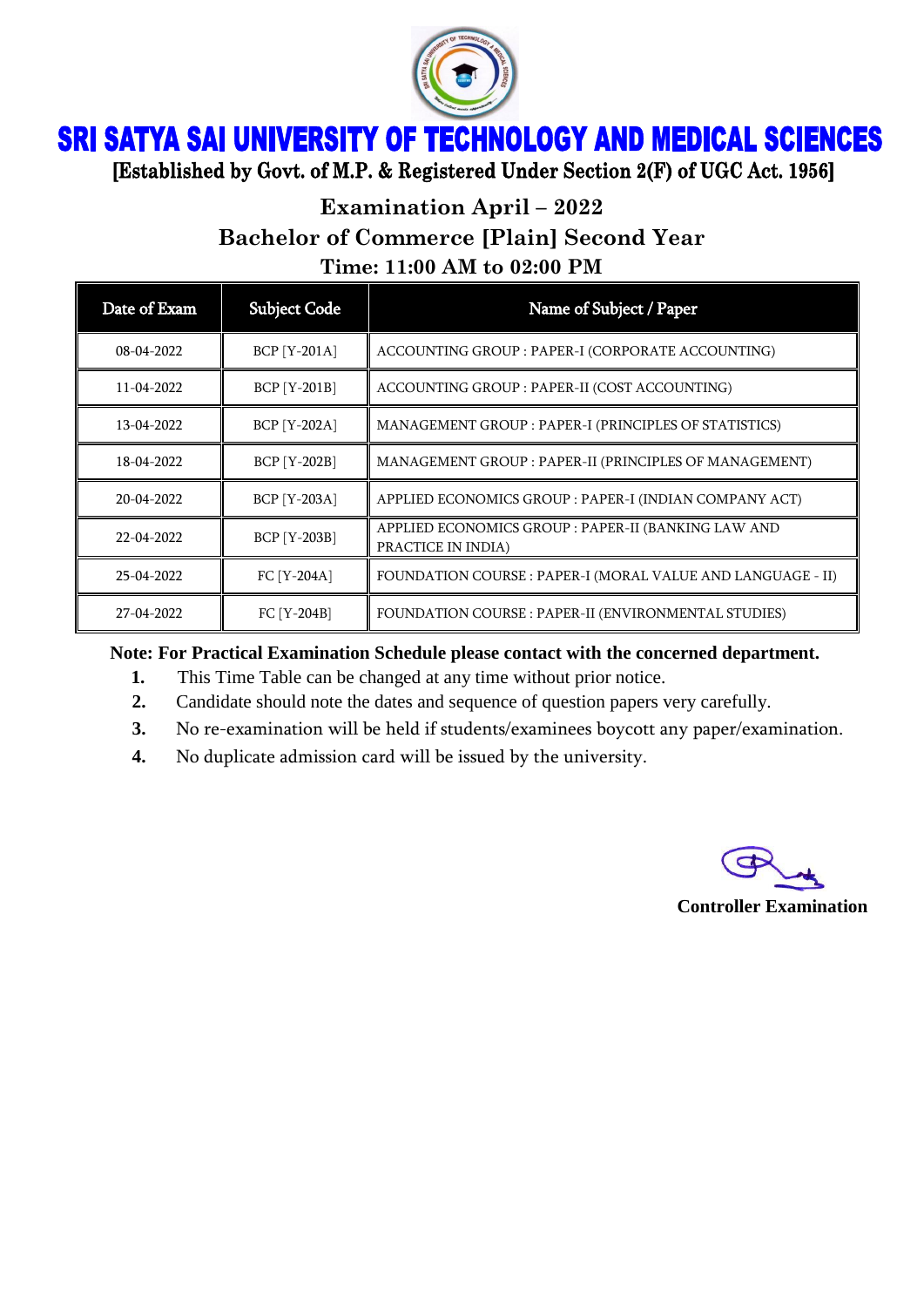# SRI SATYA SAI UNIVERSITY OF TECHNOLOGY AND MEDICAL SCIENCES

**[Established by Govt. of M.P. & Registered Under Section 2(F) of UGC Act. 1956]**

## Examination April – 2022

## Bachelor of Commerce [Plain] Second Year

### Time: 11:00 AM to 02:00 PM

| Date of Exam | Subject Code | Name of Subject / Paper |
|---|---|---|
| 08-04-2022 | BCP [Y-201A] | ACCOUNTING GROUP : PAPER-I (CORPORATE ACCOUNTING) |
| 11-04-2022 | BCP [Y-201B] | ACCOUNTING GROUP : PAPER-II (COST ACCOUNTING) |
| 13-04-2022 | BCP [Y-202A] | MANAGEMENT GROUP : PAPER-I (PRINCIPLES OF STATISTICS) |
| 18-04-2022 | BCP [Y-202B] | MANAGEMENT GROUP : PAPER-II (PRINCIPLES OF MANAGEMENT) |
| 20-04-2022 | BCP [Y-203A] | APPLIED ECONOMICS GROUP : PAPER-I (INDIAN COMPANY ACT) |
| 22-04-2022 | BCP [Y-203B] | APPLIED ECONOMICS GROUP : PAPER-II (BANKING LAW AND PRACTICE IN INDIA) |
| 25-04-2022 | FC [Y-204A] | FOUNDATION COURSE : PAPER-I (MORAL VALUE AND LANGUAGE - II) |
| 27-04-2022 | FC [Y-204B] | FOUNDATION COURSE : PAPER-II (ENVIRONMENTAL STUDIES) |

**Note: For Practical Examination Schedule please contact with the concerned department.**

1. This Time Table can be changed at any time without prior notice.
2. Candidate should note the dates and sequence of question papers very carefully.
3. No re-examination will be held if students/examinees boycott any paper/examination.
4. No duplicate admission card will be issued by the university.

**Controller Examination**